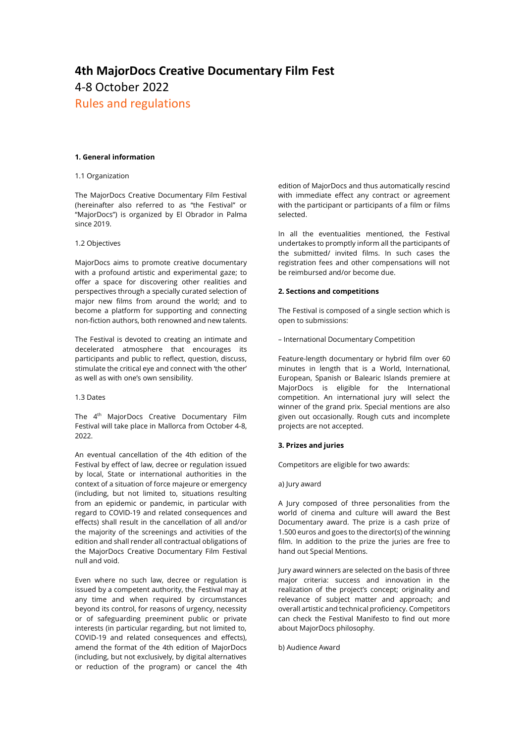# 4th MajorDocs Creative Documentary Film Fest

4-8 October 2022

Rules and regulations

### 1. General information

1.1 Organization

The MajorDocs Creative Documentary Film Festival (hereinafter also referred to as "the Festival" or "MajorDocs") is organized by El Obrador in Palma since 2019.

1.2 Objectives

MajorDocs aims to promote creative documentary with a profound artistic and experimental gaze; to offer a space for discovering other realities and perspectives through a specially curated selection of major new films from around the world; and to become a platform for supporting and connecting non-fiction authors, both renowned and new talents.

The Festival is devoted to creating an intimate and decelerated atmosphere that encourages its participants and public to reflect, question, discuss, stimulate the critical eye and connect with 'the other' as well as with one's own sensibility.

1.3 Dates

The 4th MajorDocs Creative Documentary Film Festival will take place in Mallorca from October 4-8, 2022.

An eventual cancellation of the 4th edition of the Festival by effect of law, decree or regulation issued by local, State or international authorities in the context of a situation of force majeure or emergency (including, but not limited to, situations resulting from an epidemic or pandemic, in particular with regard to COVID-19 and related consequences and effects) shall result in the cancellation of all and/or the majority of the screenings and activities of the edition and shall render all contractual obligations of the MajorDocs Creative Documentary Film Festival null and void.

Even where no such law, decree or regulation is issued by a competent authority, the Festival may at any time and when required by circumstances beyond its control, for reasons of urgency, necessity or of safeguarding preeminent public or private interests (in particular regarding, but not limited to, COVID-19 and related consequences and effects), amend the format of the 4th edition of MajorDocs (including, but not exclusively, by digital alternatives or reduction of the program) or cancel the 4th edition of MajorDocs and thus automatically rescind with immediate effect any contract or agreement with the participant or participants of a film or films selected.

In all the eventualities mentioned, the Festival undertakes to promptly inform all the participants of the submitted/ invited films. In such cases the registration fees and other compensations will not be reimbursed and/or become due.

### 2. Sections and competitions

The Festival is composed of a single section which is open to submissions:

– International Documentary Competition

Feature-length documentary or hybrid film over 60 minutes in length that is a World, International, European, Spanish or Balearic Islands premiere at MajorDocs is eligible for the International competition. An international jury will select the winner of the grand prix. Special mentions are also given out occasionally. Rough cuts and incomplete projects are not accepted.

### 3. Prizes and juries

Competitors are eligible for two awards:

a) Jury award

A Jury composed of three personalities from the world of cinema and culture will award the Best Documentary award. The prize is a cash prize of 1.500 euros and goes to the director(s) of the winning film. In addition to the prize the juries are free to hand out Special Mentions.

Jury award winners are selected on the basis of three major criteria: success and innovation in the realization of the project's concept; originality and relevance of subject matter and approach; and overall artistic and technical proficiency. Competitors can check the Festival Manifesto to find out more about MajorDocs philosophy.

b) Audience Award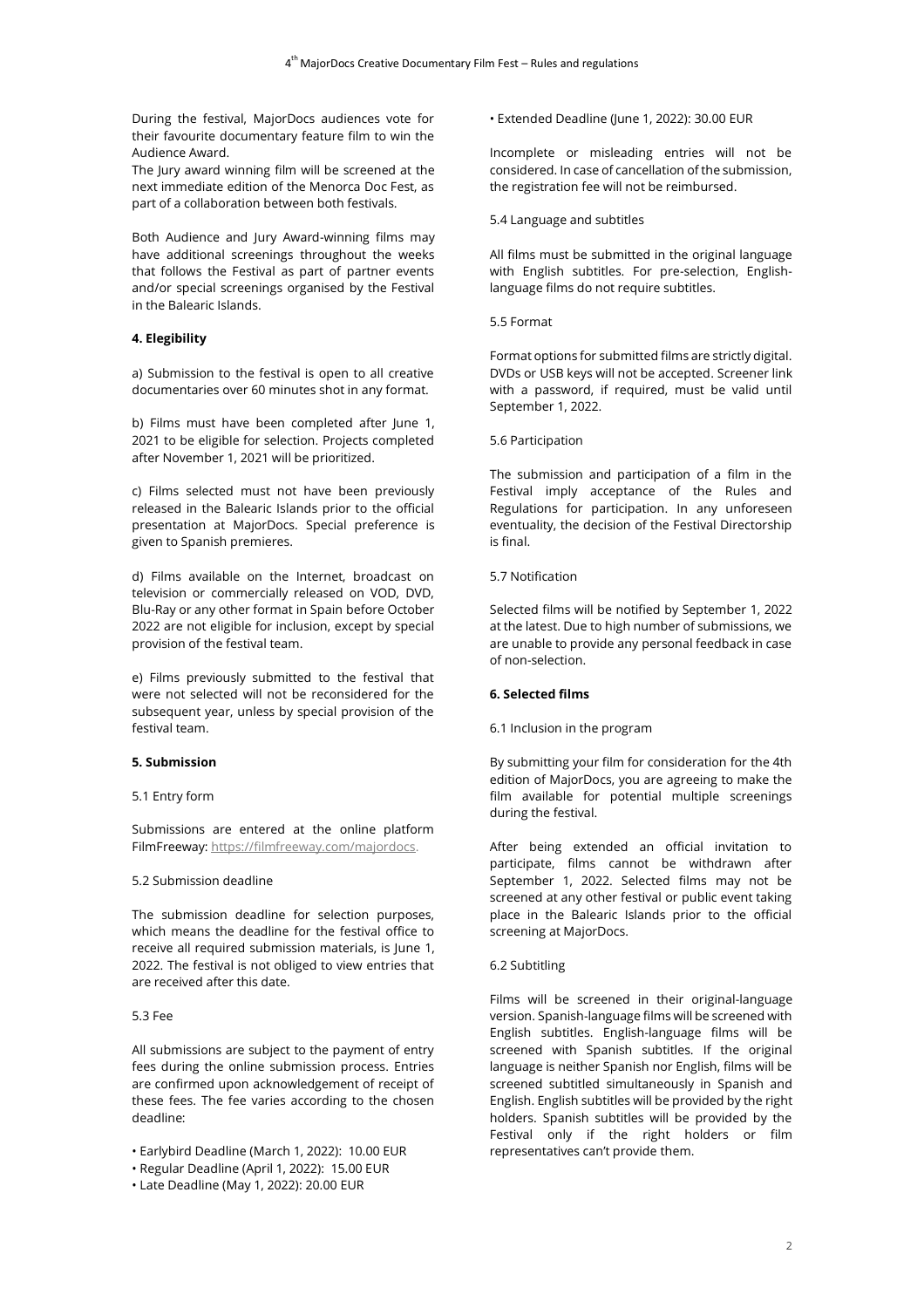During the festival, MajorDocs audiences vote for their favourite documentary feature film to win the Audience Award.
The Jury award winning film will be screened at the next immediate edition of the Menorca Doc Fest, as part of a collaboration between both festivals.

Both Audience and Jury Award-winning films may have additional screenings throughout the weeks that follows the Festival as part of partner events and/or special screenings organised by the Festival in the Balearic Islands.

**4. Elegibility**

a) Submission to the festival is open to all creative documentaries over 60 minutes shot in any format.

b) Films must have been completed after June 1, 2021 to be eligible for selection. Projects completed after November 1, 2021 will be prioritized.

c) Films selected must not have been previously released in the Balearic Islands prior to the official presentation at MajorDocs. Special preference is given to Spanish premieres.

d) Films available on the Internet, broadcast on television or commercially released on VOD, DVD, Blu-Ray or any other format in Spain before October 2022 are not eligible for inclusion, except by special provision of the festival team.

e) Films previously submitted to the festival that were not selected will not be reconsidered for the subsequent year, unless by special provision of the festival team.

**5. Submission**

5.1 Entry form

Submissions are entered at the online platform FilmFreeway: https://filmfreeway.com/majordocs.

5.2 Submission deadline

The submission deadline for selection purposes, which means the deadline for the festival office to receive all required submission materials, is June 1, 2022. The festival is not obliged to view entries that are received after this date.

5.3 Fee

All submissions are subject to the payment of entry fees during the online submission process. Entries are confirmed upon acknowledgement of receipt of these fees. The fee varies according to the chosen deadline:

- Earlybird Deadline (March 1, 2022): 10.00 EUR
- Regular Deadline (April 1, 2022): 15.00 EUR
- Late Deadline (May 1, 2022): 20.00 EUR
- Extended Deadline (June 1, 2022): 30.00 EUR

Incomplete or misleading entries will not be considered. In case of cancellation of the submission, the registration fee will not be reimbursed.

5.4 Language and subtitles

All films must be submitted in the original language with English subtitles. For pre-selection, English-language films do not require subtitles.

5.5 Format

Format options for submitted films are strictly digital. DVDs or USB keys will not be accepted. Screener link with a password, if required, must be valid until September 1, 2022.

5.6 Participation

The submission and participation of a film in the Festival imply acceptance of the Rules and Regulations for participation. In any unforeseen eventuality, the decision of the Festival Directorship is final.

5.7 Notification

Selected films will be notified by September 1, 2022 at the latest. Due to high number of submissions, we are unable to provide any personal feedback in case of non-selection.

**6. Selected films**

6.1 Inclusion in the program

By submitting your film for consideration for the 4th edition of MajorDocs, you are agreeing to make the film available for potential multiple screenings during the festival.

After being extended an official invitation to participate, films cannot be withdrawn after September 1, 2022. Selected films may not be screened at any other festival or public event taking place in the Balearic Islands prior to the official screening at MajorDocs.

6.2 Subtitling

Films will be screened in their original-language version. Spanish-language films will be screened with English subtitles. English-language films will be screened with Spanish subtitles. If the original language is neither Spanish nor English, films will be screened subtitled simultaneously in Spanish and English. English subtitles will be provided by the right holders. Spanish subtitles will be provided by the Festival only if the right holders or film representatives can't provide them.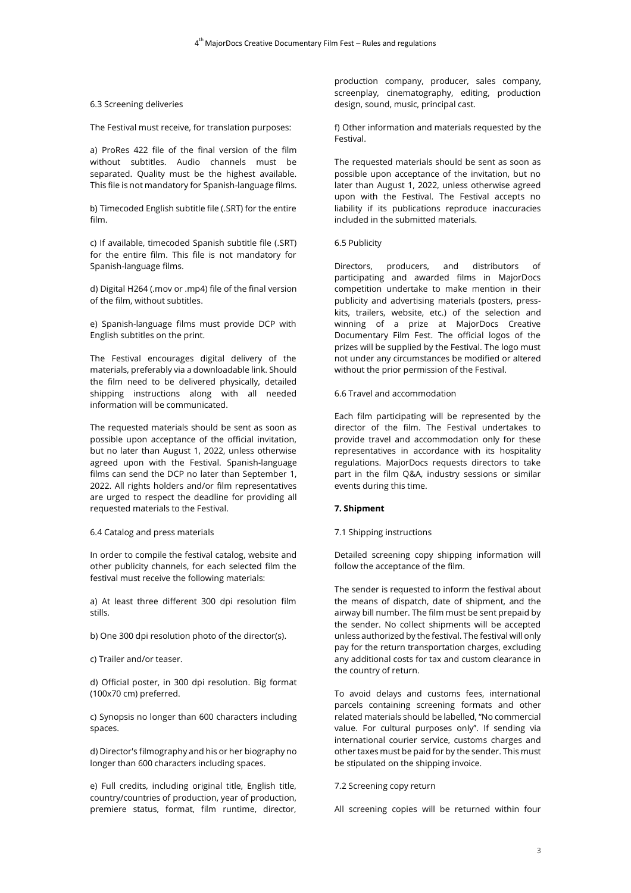6.3 Screening deliveries

The Festival must receive, for translation purposes:

a) ProRes 422 file of the final version of the film without subtitles. Audio channels must be separated. Quality must be the highest available. This file is not mandatory for Spanish-language films.

b) Timecoded English subtitle file (.SRT) for the entire film.

c) If available, timecoded Spanish subtitle file (.SRT) for the entire film. This file is not mandatory for Spanish-language films.

d) Digital H264 (.mov or .mp4) file of the final version of the film, without subtitles.

e) Spanish-language films must provide DCP with English subtitles on the print.

The Festival encourages digital delivery of the materials, preferably via a downloadable link. Should the film need to be delivered physically, detailed shipping instructions along with all needed information will be communicated.

The requested materials should be sent as soon as possible upon acceptance of the official invitation, but no later than August 1, 2022, unless otherwise agreed upon with the Festival. Spanish-language films can send the DCP no later than September 1, 2022. All rights holders and/or film representatives are urged to respect the deadline for providing all requested materials to the Festival.

6.4 Catalog and press materials

In order to compile the festival catalog, website and other publicity channels, for each selected film the festival must receive the following materials:

a) At least three different 300 dpi resolution film stills.

b) One 300 dpi resolution photo of the director(s).

c) Trailer and/or teaser.

d) Official poster, in 300 dpi resolution. Big format (100x70 cm) preferred.

c) Synopsis no longer than 600 characters including spaces.

d) Director's filmography and his or her biography no longer than 600 characters including spaces.

e) Full credits, including original title, English title, country/countries of production, year of production, premiere status, format, film runtime, director, production company, producer, sales company, screenplay, cinematography, editing, production design, sound, music, principal cast.

f) Other information and materials requested by the Festival.

The requested materials should be sent as soon as possible upon acceptance of the invitation, but no later than August 1, 2022, unless otherwise agreed upon with the Festival. The Festival accepts no liability if its publications reproduce inaccuracies included in the submitted materials.

6.5 Publicity

Directors, producers, and distributors of participating and awarded films in MajorDocs competition undertake to make mention in their publicity and advertising materials (posters, press-kits, trailers, website, etc.) of the selection and winning of a prize at MajorDocs Creative Documentary Film Fest. The official logos of the prizes will be supplied by the Festival. The logo must not under any circumstances be modified or altered without the prior permission of the Festival.

6.6 Travel and accommodation

Each film participating will be represented by the director of the film. The Festival undertakes to provide travel and accommodation only for these representatives in accordance with its hospitality regulations. MajorDocs requests directors to take part in the film Q&A, industry sessions or similar events during this time.

## 7. Shipment

7.1 Shipping instructions

Detailed screening copy shipping information will follow the acceptance of the film.

The sender is requested to inform the festival about the means of dispatch, date of shipment, and the airway bill number. The film must be sent prepaid by the sender. No collect shipments will be accepted unless authorized by the festival. The festival will only pay for the return transportation charges, excluding any additional costs for tax and custom clearance in the country of return.

To avoid delays and customs fees, international parcels containing screening formats and other related materials should be labelled, "No commercial value. For cultural purposes only". If sending via international courier service, customs charges and other taxes must be paid for by the sender. This must be stipulated on the shipping invoice.

7.2 Screening copy return

All screening copies will be returned within four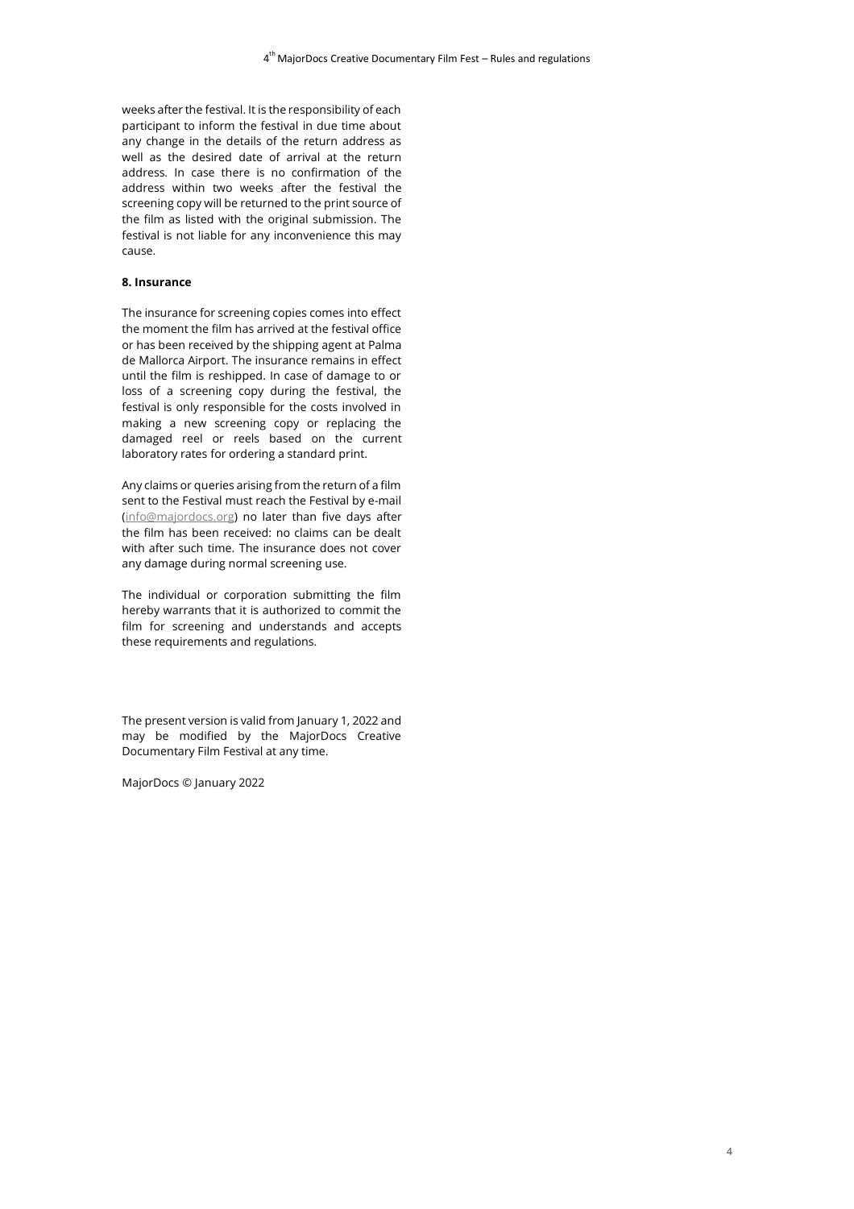weeks after the festival. It is the responsibility of each participant to inform the festival in due time about any change in the details of the return address as well as the desired date of arrival at the return address. In case there is no confirmation of the address within two weeks after the festival the screening copy will be returned to the print source of the film as listed with the original submission. The festival is not liable for any inconvenience this may cause.

**8. Insurance**

The insurance for screening copies comes into effect the moment the film has arrived at the festival office or has been received by the shipping agent at Palma de Mallorca Airport. The insurance remains in effect until the film is reshipped. In case of damage to or loss of a screening copy during the festival, the festival is only responsible for the costs involved in making a new screening copy or replacing the damaged reel or reels based on the current laboratory rates for ordering a standard print.

Any claims or queries arising from the return of a film sent to the Festival must reach the Festival by e-mail (info@majordocs.org) no later than five days after the film has been received: no claims can be dealt with after such time. The insurance does not cover any damage during normal screening use.

The individual or corporation submitting the film hereby warrants that it is authorized to commit the film for screening and understands and accepts these requirements and regulations.

The present version is valid from January 1, 2022 and may be modified by the MajorDocs Creative Documentary Film Festival at any time.

MajorDocs © January 2022